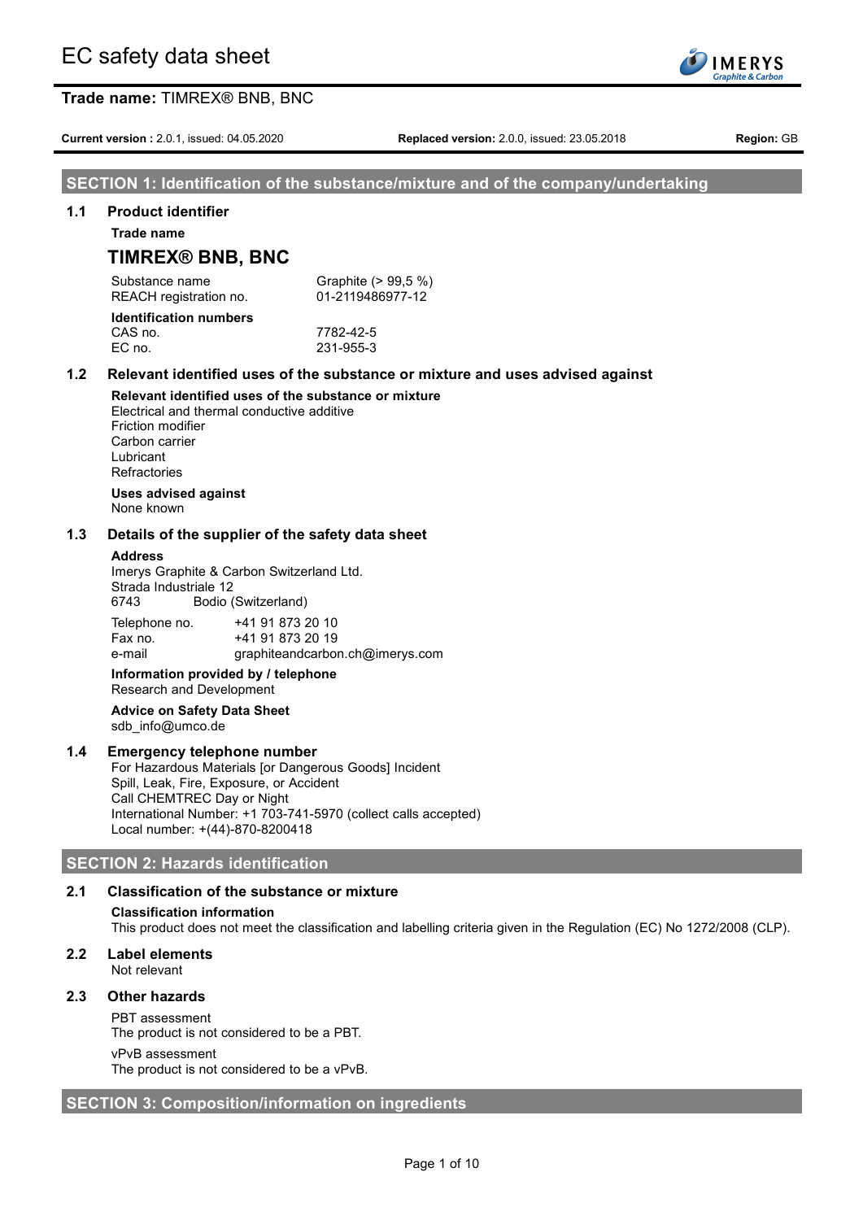# EC safety data sheet

**Trade name:** TIMREX® BNB, BNC

**Current version :** 2.0.1, issued: 04.05.2020 **Replaced version:** 2.0.0, issued: 23.05.2018 **Region:** GB

## SECTION 1: Identification of the substance/mixture and of the company/undertaking

### 1.1 Product identifier

**Trade name**

## TIMREX® BNB, BNC

| | |
|---|---|
| Substance name | Graphite (> 99,5 %) |
| REACH registration no. | 01-2119486977-12 |

**Identification numbers**

| | |
|---|---|
| CAS no. | 7782-42-5 |
| EC no. | 231-955-3 |

### 1.2 Relevant identified uses of the substance or mixture and uses advised against

**Relevant identified uses of the substance or mixture**

Electrical and thermal conductive additive
Friction modifier
Carbon carrier
Lubricant
Refractories

**Uses advised against**

None known

### 1.3 Details of the supplier of the safety data sheet

**Address**

Imerys Graphite & Carbon Switzerland Ltd.
Strada Industriale 12
6743 Bodio (Switzerland)

| | |
|---|---|
| Telephone no. | +41 91 873 20 10 |
| Fax no. | +41 91 873 20 19 |
| e-mail | graphiteandcarbon.ch@imerys.com |

**Information provided by / telephone**

Research and Development

**Advice on Safety Data Sheet**

sdb_info@umco.de

### 1.4 Emergency telephone number

For Hazardous Materials [or Dangerous Goods] Incident
Spill, Leak, Fire, Exposure, or Accident
Call CHEMTREC Day or Night
International Number: +1 703-741-5970 (collect calls accepted)
Local number: +(44)-870-8200418

## SECTION 2: Hazards identification

### 2.1 Classification of the substance or mixture

**Classification information**

This product does not meet the classification and labelling criteria given in the Regulation (EC) No 1272/2008 (CLP).

### 2.2 Label elements

Not relevant

### 2.3 Other hazards

PBT assessment
The product is not considered to be a PBT.

vPvB assessment
The product is not considered to be a vPvB.

## SECTION 3: Composition/information on ingredients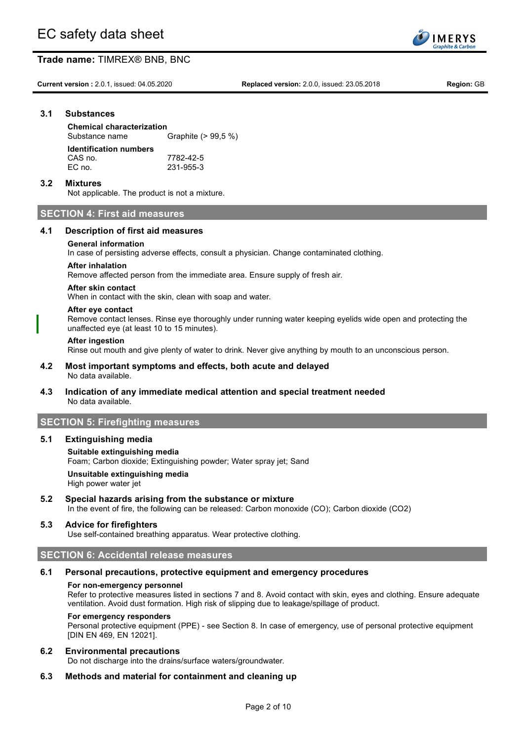### 3.1 Substances

**Chemical characterization**

Substance name Graphite (> 99,5 %)

**Identification numbers**

CAS no. 7782-42-5

EC no. 231-955-3

### 3.2 Mixtures

Not applicable. The product is not a mixture.

## SECTION 4: First aid measures

### 4.1 Description of first aid measures

**General information**

In case of persisting adverse effects, consult a physician. Change contaminated clothing.

**After inhalation**

Remove affected person from the immediate area. Ensure supply of fresh air.

**After skin contact**

When in contact with the skin, clean with soap and water.

**After eye contact**

Remove contact lenses. Rinse eye thoroughly under running water keeping eyelids wide open and protecting the unaffected eye (at least 10 to 15 minutes).

**After ingestion**

Rinse out mouth and give plenty of water to drink. Never give anything by mouth to an unconscious person.

### 4.2 Most important symptoms and effects, both acute and delayed

No data available.

### 4.3 Indication of any immediate medical attention and special treatment needed

No data available.

## SECTION 5: Firefighting measures

### 5.1 Extinguishing media

**Suitable extinguishing media**

Foam; Carbon dioxide; Extinguishing powder; Water spray jet; Sand

**Unsuitable extinguishing media**

High power water jet

### 5.2 Special hazards arising from the substance or mixture

In the event of fire, the following can be released: Carbon monoxide (CO); Carbon dioxide ($CO_2$)

### 5.3 Advice for firefighters

Use self-contained breathing apparatus. Wear protective clothing.

## SECTION 6: Accidental release measures

### 6.1 Personal precautions, protective equipment and emergency procedures

**For non-emergency personnel**

Refer to protective measures listed in sections 7 and 8. Avoid contact with skin, eyes and clothing. Ensure adequate ventilation. Avoid dust formation. High risk of slipping due to leakage/spillage of product.

**For emergency responders**

Personal protective equipment (PPE) - see Section 8. In case of emergency, use of personal protective equipment [DIN EN 469, EN 12021].

### 6.2 Environmental precautions

Do not discharge into the drains/surface waters/groundwater.

### 6.3 Methods and material for containment and cleaning up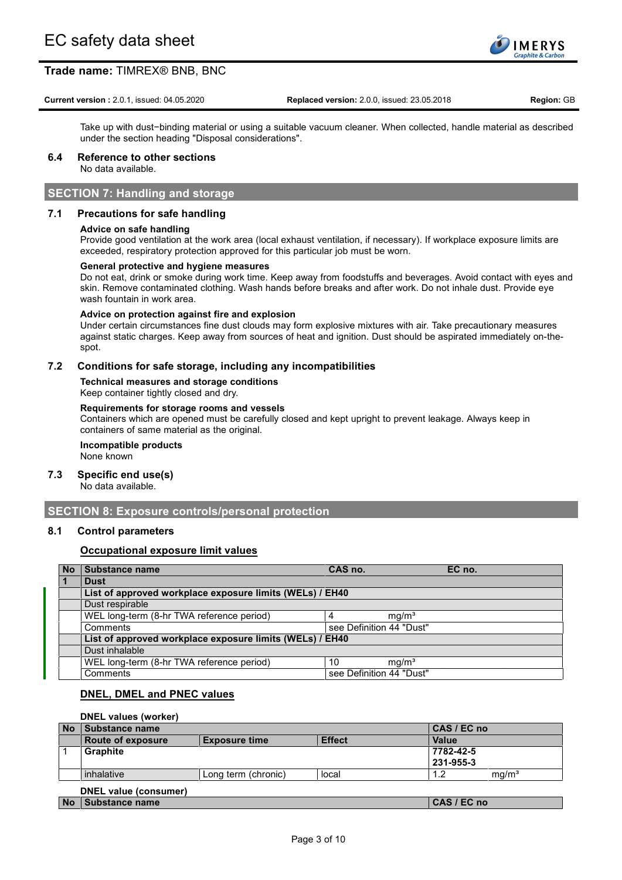Take up with dust−binding material or using a suitable vacuum cleaner. When collected, handle material as described under the section heading "Disposal considerations".

### 6.4 Reference to other sections

No data available.

## SECTION 7: Handling and storage

### 7.1 Precautions for safe handling

**Advice on safe handling**

Provide good ventilation at the work area (local exhaust ventilation, if necessary). If workplace exposure limits are exceeded, respiratory protection approved for this particular job must be worn.

**General protective and hygiene measures**

Do not eat, drink or smoke during work time. Keep away from foodstuffs and beverages. Avoid contact with eyes and skin. Remove contaminated clothing. Wash hands before breaks and after work. Do not inhale dust. Provide eye wash fountain in work area.

**Advice on protection against fire and explosion**

Under certain circumstances fine dust clouds may form explosive mixtures with air. Take precautionary measures against static charges. Keep away from sources of heat and ignition. Dust should be aspirated immediately on-the-spot.

### 7.2 Conditions for safe storage, including any incompatibilities

**Technical measures and storage conditions**

Keep container tightly closed and dry.

**Requirements for storage rooms and vessels**

Containers which are opened must be carefully closed and kept upright to prevent leakage. Always keep in containers of same material as the original.

**Incompatible products**

None known

### 7.3 Specific end use(s)

No data available.

## SECTION 8: Exposure controls/personal protection

### 8.1 Control parameters

**Occupational exposure limit values**

| No | Substance name | CAS no. | EC no. |
|---|---|---|---|
| 1 | **Dust** | | |
| | **List of approved workplace exposure limits (WELs) / EH40** | | |
| | Dust respirable | | |
| | WEL long-term (8-hr TWA reference period) | 4 mg/m³ | |
| | Comments | see Definition 44 "Dust" | |
| | **List of approved workplace exposure limits (WELs) / EH40** | | |
| | Dust inhalable | | |
| | WEL long-term (8-hr TWA reference period) | 10 mg/m³ | |
| | Comments | see Definition 44 "Dust" | |

**DNEL, DMEL and PNEC values**

**DNEL values (worker)**

| No | Substance name | | | CAS / EC no | |
|---|---|---|---|---|---|
| | **Route of exposure** | **Exposure time** | **Effect** | **Value** | |
| 1 | **Graphite** | | | **7782-42-5**<br>**231-955-3** | |
| | inhalative | Long term (chronic) | local | 1.2 | mg/m³ |

**DNEL value (consumer)**

| No | Substance name | CAS / EC no |
|---|---|---|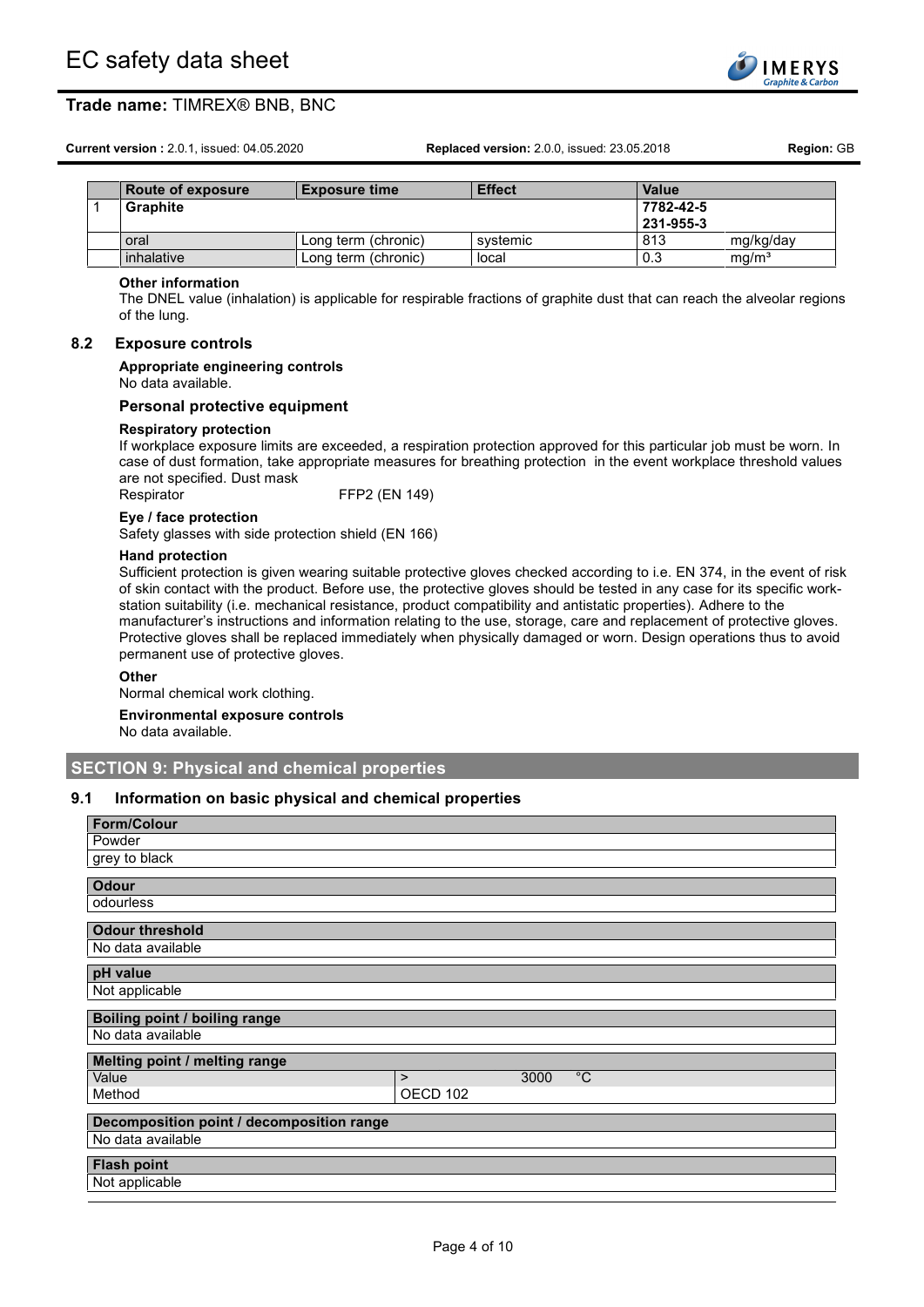| | Route of exposure | Exposure time | Effect | Value | |
|---|---|---|---|---|---|
| 1 | **Graphite** | | | **7782-42-5** **231-955-3** | |
| | oral | Long term (chronic) | systemic | 813 | mg/kg/day |
| | inhalative | Long term (chronic) | local | 0.3 | mg/m³ |

**Other information**

The DNEL value (inhalation) is applicable for respirable fractions of graphite dust that can reach the alveolar regions of the lung.

### 8.2 Exposure controls

**Appropriate engineering controls**

No data available.

**Personal protective equipment**

**Respiratory protection**

If workplace exposure limits are exceeded, a respiration protection approved for this particular job must be worn. In case of dust formation, take appropriate measures for breathing protection in the event workplace threshold values are not specified. Dust mask

Respirator FFP2 (EN 149)

**Eye / face protection**

Safety glasses with side protection shield (EN 166)

**Hand protection**

Sufficient protection is given wearing suitable protective gloves checked according to i.e. EN 374, in the event of risk of skin contact with the product. Before use, the protective gloves should be tested in any case for its specific work-station suitability (i.e. mechanical resistance, product compatibility and antistatic properties). Adhere to the manufacturer's instructions and information relating to the use, storage, care and replacement of protective gloves. Protective gloves shall be replaced immediately when physically damaged or worn. Design operations thus to avoid permanent use of protective gloves.

**Other**

Normal chemical work clothing.

**Environmental exposure controls**

No data available.

## SECTION 9: Physical and chemical properties

### 9.1 Information on basic physical and chemical properties

| **Form/Colour** |
|---|
| Powder |
| grey to black |

| **Odour** |
|---|
| odourless |

| **Odour threshold** |
|---|
| No data available |

| **pH value** |
|---|
| Not applicable |

| **Boiling point / boiling range** |
|---|
| No data available |

| **Melting point / melting range** | | | |
|---|---|---|---|
| Value | > | 3000 | °C |
| Method | OECD 102 | | |

| **Decomposition point / decomposition range** |
|---|
| No data available |

| **Flash point** |
|---|
| Not applicable |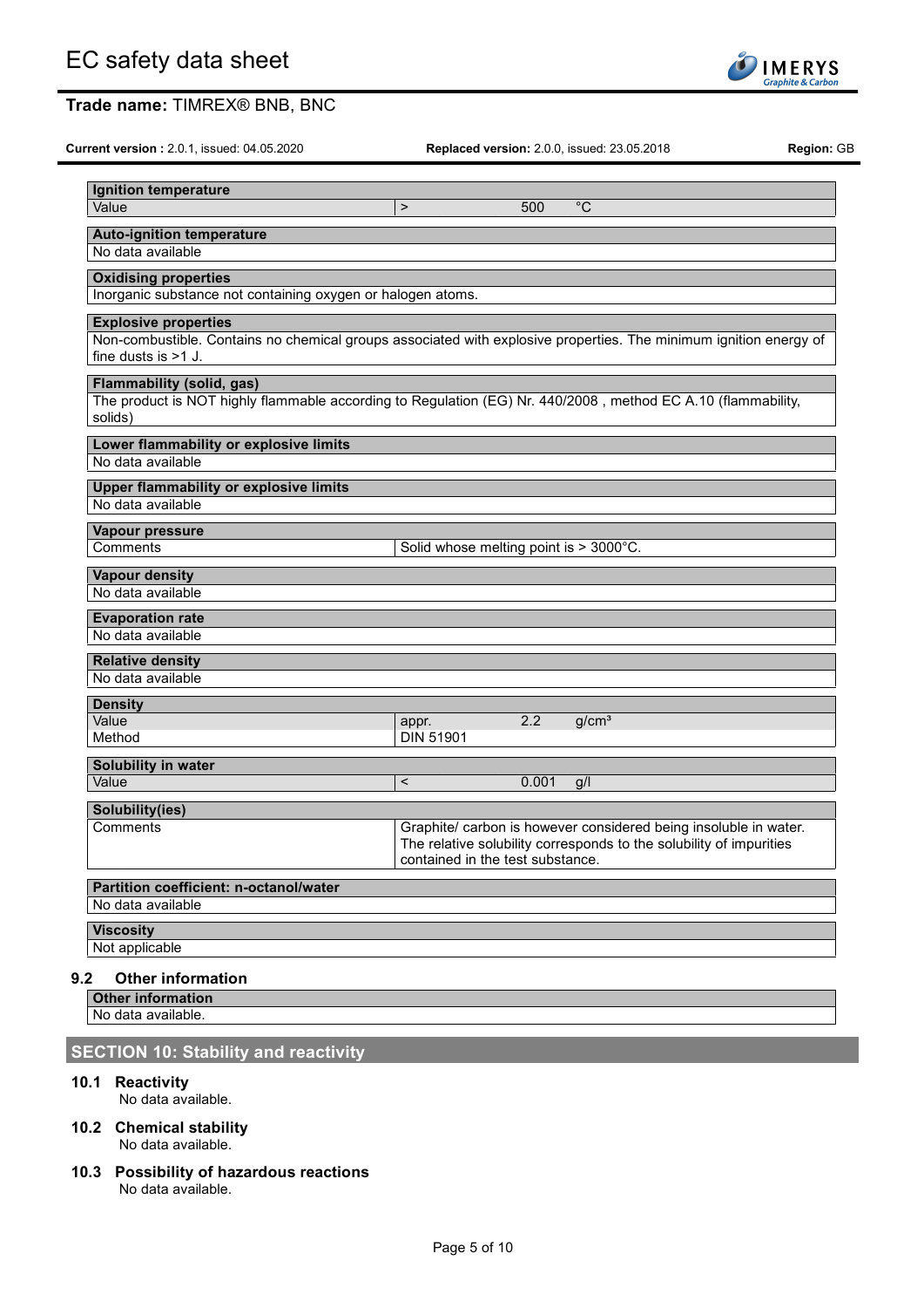| Ignition temperature | | | |
|---|---|---|---|
| Value | > | 500 | °C |

| Auto-ignition temperature |
|---|
| No data available |

| Oxidising properties |
|---|
| Inorganic substance not containing oxygen or halogen atoms. |

| Explosive properties |
|---|
| Non-combustible. Contains no chemical groups associated with explosive properties. The minimum ignition energy of fine dusts is >1 J. |

| Flammability (solid, gas) |
|---|
| The product is NOT highly flammable according to Regulation (EG) Nr. 440/2008 , method EC A.10 (flammability, solids) |

| Lower flammability or explosive limits |
|---|
| No data available |

| Upper flammability or explosive limits |
|---|
| No data available |

| Vapour pressure | |
|---|---|
| Comments | Solid whose melting point is > 3000°C. |

| Vapour density |
|---|
| No data available |

| Evaporation rate |
|---|
| No data available |

| Relative density |
|---|
| No data available |

| Density | | | |
|---|---|---|---|
| Value | appr. | 2.2 | g/cm³ |
| Method | DIN 51901 | | |

| Solubility in water | | | |
|---|---|---|---|
| Value | < | 0.001 | g/l |

| Solubility(ies) | |
|---|---|
| Comments | Graphite/ carbon is however considered being insoluble in water. The relative solubility corresponds to the solubility of impurities contained in the test substance. |

| Partition coefficient: n-octanol/water |
|---|
| No data available |

| Viscosity |
|---|
| Not applicable |

### 9.2 Other information

| Other information |
|---|
| No data available. |

## SECTION 10: Stability and reactivity

### 10.1 Reactivity

No data available.

### 10.2 Chemical stability

No data available.

### 10.3 Possibility of hazardous reactions

No data available.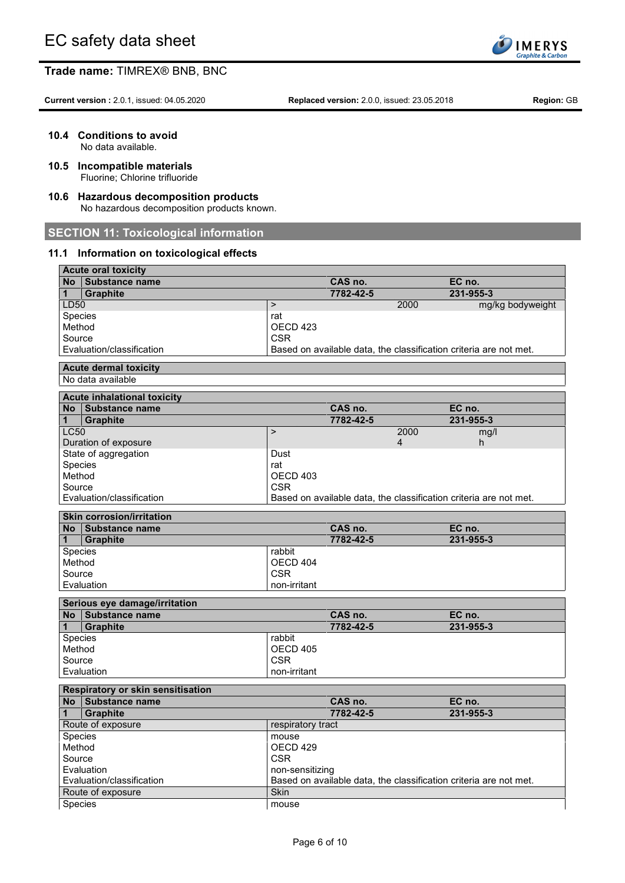### 10.4 Conditions to avoid

No data available.

### 10.5 Incompatible materials

Fluorine; Chlorine trifluoride

### 10.6 Hazardous decomposition products

No hazardous decomposition products known.

## SECTION 11: Toxicological information

### 11.1 Information on toxicological effects

| **Acute oral toxicity** | | | | |
|---|---|---|---|---|
| **No** | **Substance name** | **CAS no.** | | **EC no.** |
| **1** | **Graphite** | **7782-42-5** | | **231-955-3** |
| LD50 | | > | 2000 | mg/kg bodyweight |
| Species | | rat | | |
| Method | | OECD 423 | | |
| Source | | CSR | | |
| Evaluation/classification | | Based on available data, the classification criteria are not met. | | |

| **Acute dermal toxicity** |
|---|
| No data available |

| **Acute inhalational toxicity** | | | | |
|---|---|---|---|---|
| **No** | **Substance name** | **CAS no.** | | **EC no.** |
| **1** | **Graphite** | **7782-42-5** | | **231-955-3** |
| LC50 | | > | 2000 | mg/l |
| Duration of exposure | | | 4 | h |
| State of aggregation | | Dust | | |
| Species | | rat | | |
| Method | | OECD 403 | | |
| Source | | CSR | | |
| Evaluation/classification | | Based on available data, the classification criteria are not met. | | |

| **Skin corrosion/irritation** | | | |
|---|---|---|---|
| **No** | **Substance name** | **CAS no.** | **EC no.** |
| **1** | **Graphite** | **7782-42-5** | **231-955-3** |
| Species | | rabbit | |
| Method | | OECD 404 | |
| Source | | CSR | |
| Evaluation | | non-irritant | |

| **Serious eye damage/irritation** | | | |
|---|---|---|---|
| **No** | **Substance name** | **CAS no.** | **EC no.** |
| **1** | **Graphite** | **7782-42-5** | **231-955-3** |
| Species | | rabbit | |
| Method | | OECD 405 | |
| Source | | CSR | |
| Evaluation | | non-irritant | |

| **Respiratory or skin sensitisation** | | | |
|---|---|---|---|
| **No** | **Substance name** | **CAS no.** | **EC no.** |
| **1** | **Graphite** | **7782-42-5** | **231-955-3** |
| Route of exposure | | respiratory tract | |
| Species | | mouse | |
| Method | | OECD 429 | |
| Source | | CSR | |
| Evaluation | | non-sensitizing | |
| Evaluation/classification | | Based on available data, the classification criteria are not met. | |
| Route of exposure | | Skin | |
| Species | | mouse | |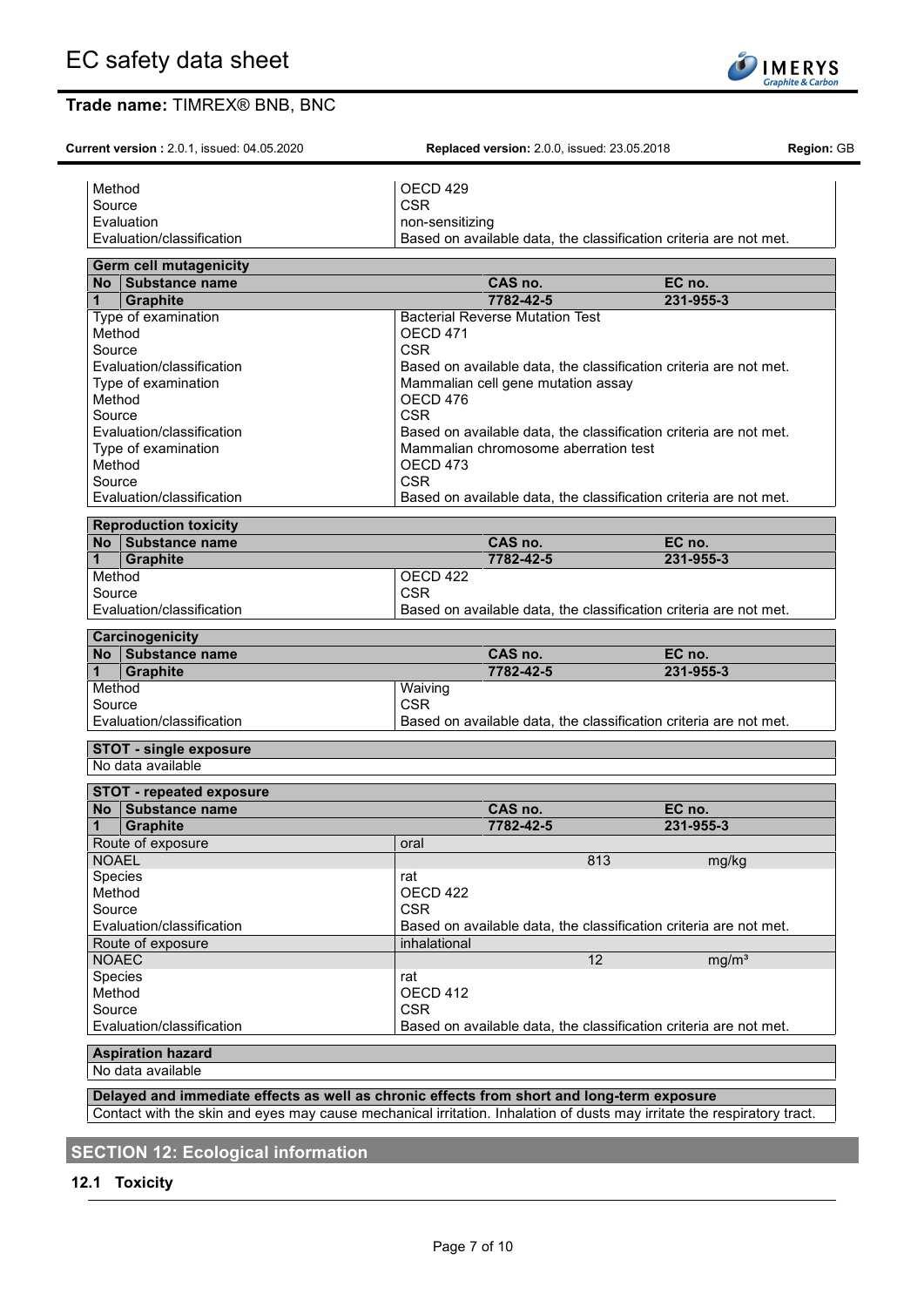| | |
|---|---|
| Method | OECD 429 |
| Source | CSR |
| Evaluation | non-sensitizing |
| Evaluation/classification | Based on available data, the classification criteria are not met. |

**Germ cell mutagenicity**

| No | Substance name | CAS no. | EC no. |
|---|---|---|---|
| 1 | **Graphite** | **7782-42-5** | **231-955-3** |

| | |
|---|---|
| Type of examination | Bacterial Reverse Mutation Test |
| Method | OECD 471 |
| Source | CSR |
| Evaluation/classification | Based on available data, the classification criteria are not met. |
| Type of examination | Mammalian cell gene mutation assay |
| Method | OECD 476 |
| Source | CSR |
| Evaluation/classification | Based on available data, the classification criteria are not met. |
| Type of examination | Mammalian chromosome aberration test |
| Method | OECD 473 |
| Source | CSR |
| Evaluation/classification | Based on available data, the classification criteria are not met. |

**Reproduction toxicity**

| No | Substance name | CAS no. | EC no. |
|---|---|---|---|
| 1 | **Graphite** | **7782-42-5** | **231-955-3** |

| | |
|---|---|
| Method | OECD 422 |
| Source | CSR |
| Evaluation/classification | Based on available data, the classification criteria are not met. |

**Carcinogenicity**

| No | Substance name | CAS no. | EC no. |
|---|---|---|---|
| 1 | **Graphite** | **7782-42-5** | **231-955-3** |

| | |
|---|---|
| Method | Waiving |
| Source | CSR |
| Evaluation/classification | Based on available data, the classification criteria are not met. |

**STOT - single exposure**

No data available

**STOT - repeated exposure**

| No | Substance name | CAS no. | EC no. |
|---|---|---|---|
| 1 | **Graphite** | **7782-42-5** | **231-955-3** |

| | | |
|---|---|---|
| Route of exposure | oral | |
| NOAEL | 813 | mg/kg |
| Species | rat | |
| Method | OECD 422 | |
| Source | CSR | |
| Evaluation/classification | Based on available data, the classification criteria are not met. | |
| Route of exposure | inhalational | |
| NOAEC | 12 | mg/m³ |
| Species | rat | |
| Method | OECD 412 | |
| Source | CSR | |
| Evaluation/classification | Based on available data, the classification criteria are not met. | |

**Aspiration hazard**

No data available

**Delayed and immediate effects as well as chronic effects from short and long-term exposure**

Contact with the skin and eyes may cause mechanical irritation. Inhalation of dusts may irritate the respiratory tract.

## SECTION 12: Ecological information

### 12.1 Toxicity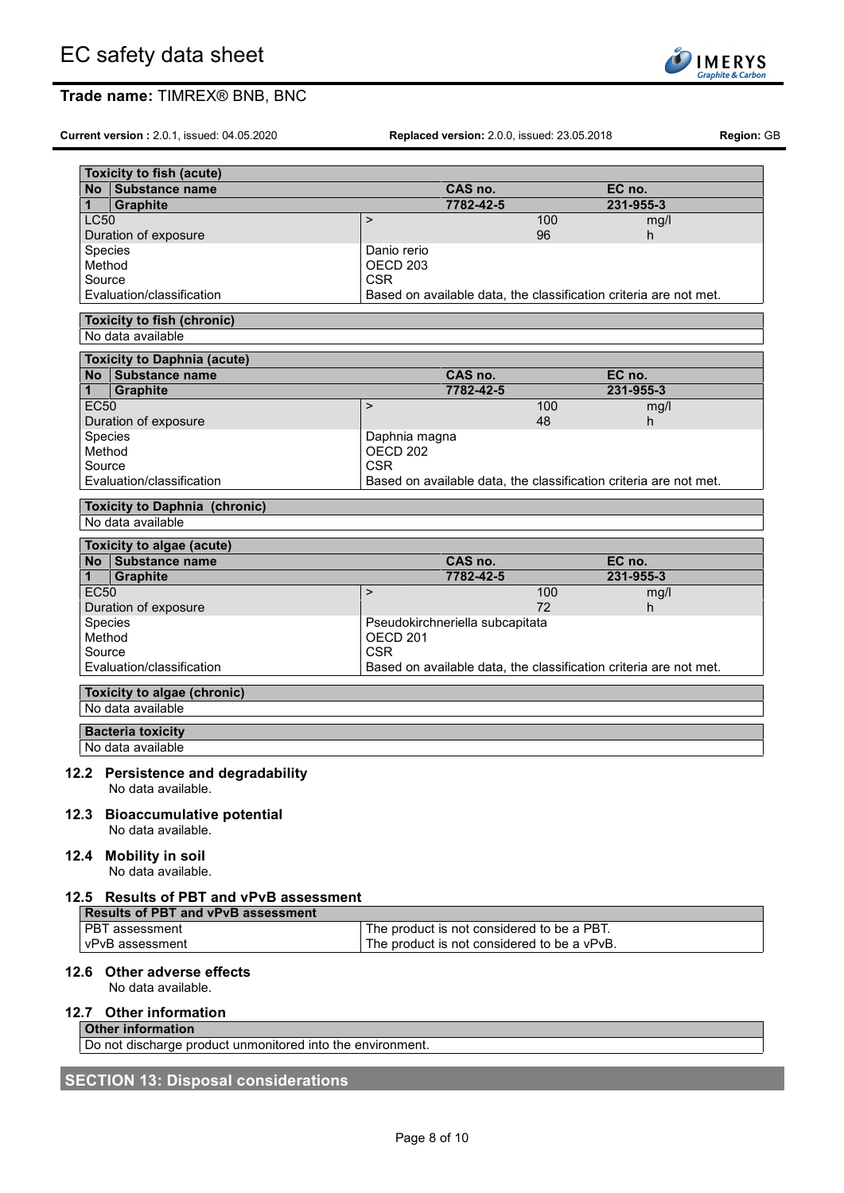| Toxicity to fish (acute) | | | | |
|---|---|---|---|---|
| **No** | **Substance name** | **CAS no.** | | **EC no.** |
| **1** | **Graphite** | **7782-42-5** | | **231-955-3** |
| LC50 | | > | 100 | mg/l |
| Duration of exposure | | | 96 | h |
| Species | | Danio rerio | | |
| Method | | OECD 203 | | |
| Source | | CSR | | |
| Evaluation/classification | | Based on available data, the classification criteria are not met. | | |

| Toxicity to fish (chronic) |
|---|
| No data available |

| Toxicity to Daphnia (acute) | | | | |
|---|---|---|---|---|
| **No** | **Substance name** | **CAS no.** | | **EC no.** |
| **1** | **Graphite** | **7782-42-5** | | **231-955-3** |
| EC50 | | > | 100 | mg/l |
| Duration of exposure | | | 48 | h |
| Species | | Daphnia magna | | |
| Method | | OECD 202 | | |
| Source | | CSR | | |
| Evaluation/classification | | Based on available data, the classification criteria are not met. | | |

| Toxicity to Daphnia (chronic) |
|---|
| No data available |

| Toxicity to algae (acute) | | | | |
|---|---|---|---|---|
| **No** | **Substance name** | **CAS no.** | | **EC no.** |
| **1** | **Graphite** | **7782-42-5** | | **231-955-3** |
| EC50 | | > | 100 | mg/l |
| Duration of exposure | | | 72 | h |
| Species | | Pseudokirchneriella subcapitata | | |
| Method | | OECD 201 | | |
| Source | | CSR | | |
| Evaluation/classification | | Based on available data, the classification criteria are not met. | | |

| Toxicity to algae (chronic) |
|---|
| No data available |

| Bacteria toxicity |
|---|
| No data available |

### 12.2 Persistence and degradability

No data available.

### 12.3 Bioaccumulative potential

No data available.

### 12.4 Mobility in soil

No data available.

### 12.5 Results of PBT and vPvB assessment

| Results of PBT and vPvB assessment | |
|---|---|
| PBT assessment | The product is not considered to be a PBT. |
| vPvB assessment | The product is not considered to be a vPvB. |

### 12.6 Other adverse effects

No data available.

### 12.7 Other information

| Other information |
|---|
| Do not discharge product unmonitored into the environment. |

## SECTION 13: Disposal considerations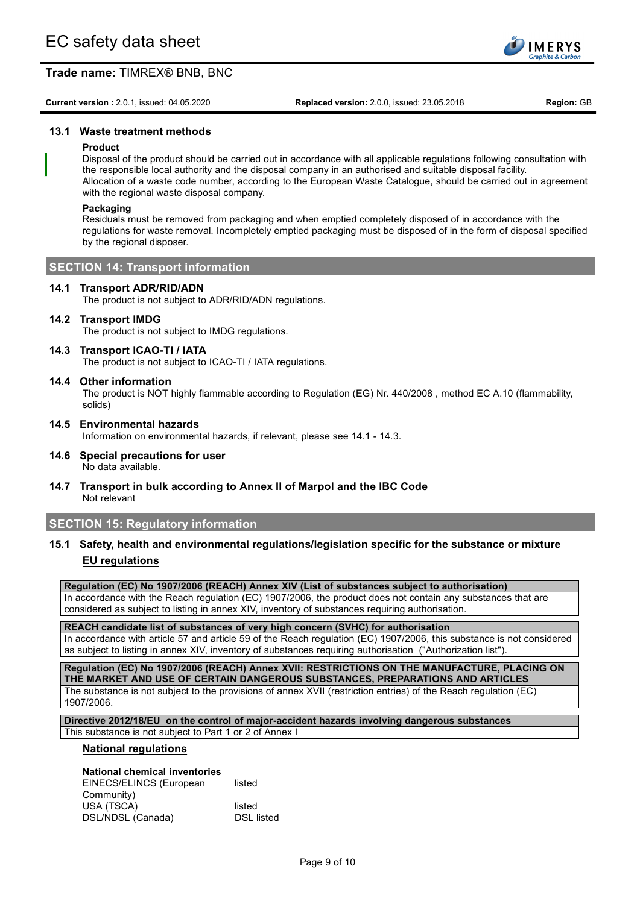### 13.1 Waste treatment methods

**Product**

Disposal of the product should be carried out in accordance with all applicable regulations following consultation with the responsible local authority and the disposal company in an authorised and suitable disposal facility.
Allocation of a waste code number, according to the European Waste Catalogue, should be carried out in agreement with the regional waste disposal company.

**Packaging**

Residuals must be removed from packaging and when emptied completely disposed of in accordance with the regulations for waste removal. Incompletely emptied packaging must be disposed of in the form of disposal specified by the regional disposer.

## SECTION 14: Transport information

### 14.1 Transport ADR/RID/ADN

The product is not subject to ADR/RID/ADN regulations.

### 14.2 Transport IMDG

The product is not subject to IMDG regulations.

### 14.3 Transport ICAO-TI / IATA

The product is not subject to ICAO-TI / IATA regulations.

### 14.4 Other information

The product is NOT highly flammable according to Regulation (EG) Nr. 440/2008 , method EC A.10 (flammability, solids)

### 14.5 Environmental hazards

Information on environmental hazards, if relevant, please see 14.1 - 14.3.

### 14.6 Special precautions for user

No data available.

### 14.7 Transport in bulk according to Annex II of Marpol and the IBC Code

Not relevant

## SECTION 15: Regulatory information

### 15.1 Safety, health and environmental regulations/legislation specific for the substance or mixture

**EU regulations**

| **Regulation (EC) No 1907/2006 (REACH) Annex XIV (List of substances subject to authorisation)** |
|---|
| In accordance with the Reach regulation (EC) 1907/2006, the product does not contain any substances that are considered as subject to listing in annex XIV, inventory of substances requiring authorisation. |

| **REACH candidate list of substances of very high concern (SVHC) for authorisation** |
|---|
| In accordance with article 57 and article 59 of the Reach regulation (EC) 1907/2006, this substance is not considered as subject to listing in annex XIV, inventory of substances requiring authorisation ("Authorization list"). |

| **Regulation (EC) No 1907/2006 (REACH) Annex XVII: RESTRICTIONS ON THE MANUFACTURE, PLACING ON THE MARKET AND USE OF CERTAIN DANGEROUS SUBSTANCES, PREPARATIONS AND ARTICLES** |
|---|
| The substance is not subject to the provisions of annex XVII (restriction entries) of the Reach regulation (EC) 1907/2006. |

| **Directive 2012/18/EU on the control of major-accident hazards involving dangerous substances** |
|---|
| This substance is not subject to Part 1 or 2 of Annex I |

**National regulations**

**National chemical inventories**

| | |
|---|---|
| EINECS/ELINCS (European Community) | listed |
| USA (TSCA) | listed |
| DSL/NDSL (Canada) | DSL listed |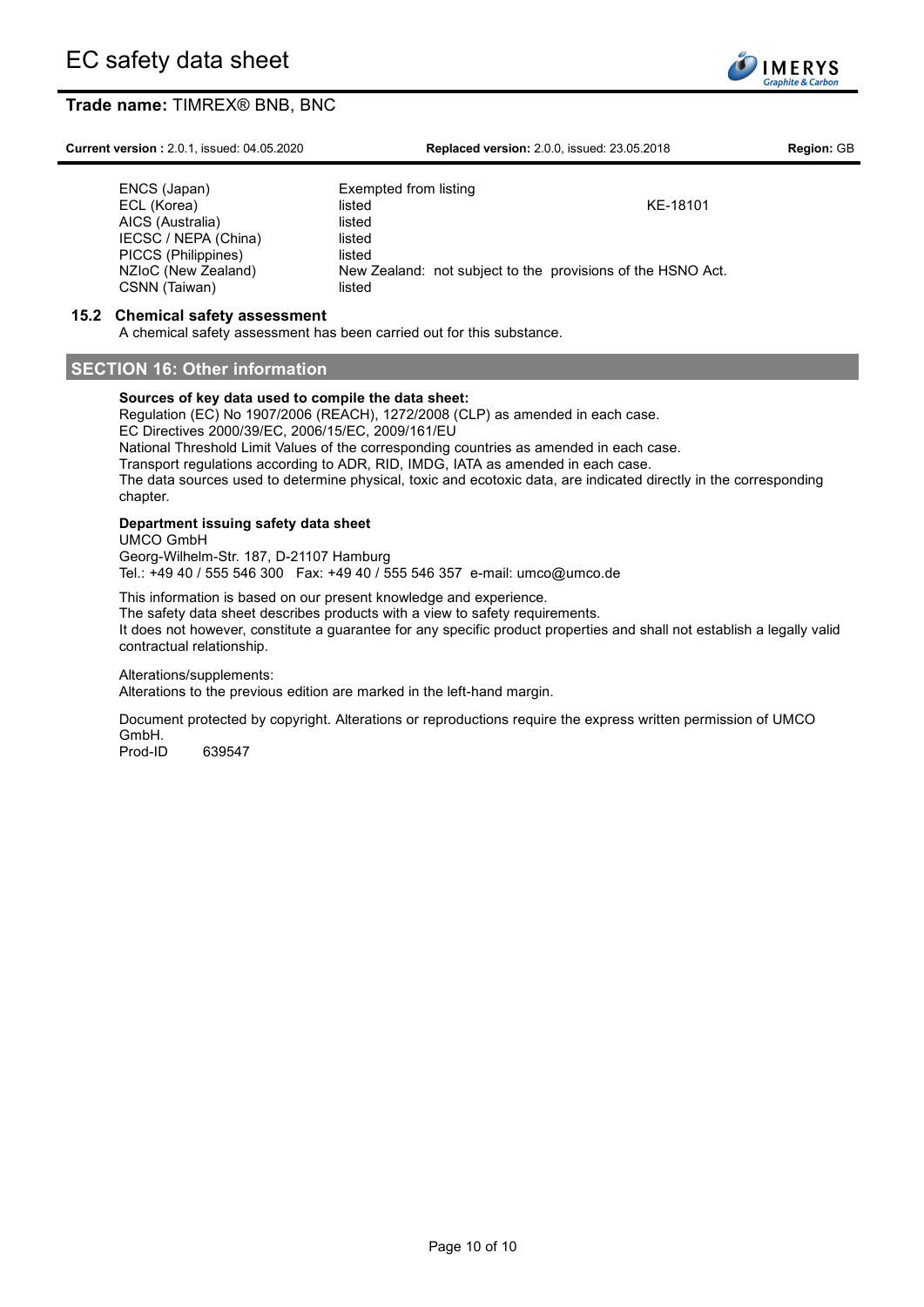| | | |
|---|---|---|
| ENCS (Japan) | Exempted from listing | |
| ECL (Korea) | listed | KE-18101 |
| AICS (Australia) | listed | |
| IECSC / NEPA (China) | listed | |
| PICCS (Philippines) | listed | |
| NZIoC (New Zealand) | New Zealand: not subject to the provisions of the HSNO Act. | |
| CSNN (Taiwan) | listed | |

### 15.2 Chemical safety assessment

A chemical safety assessment has been carried out for this substance.

## SECTION 16: Other information

**Sources of key data used to compile the data sheet:**

Regulation (EC) No 1907/2006 (REACH), 1272/2008 (CLP) as amended in each case.
EC Directives 2000/39/EC, 2006/15/EC, 2009/161/EU
National Threshold Limit Values of the corresponding countries as amended in each case.
Transport regulations according to ADR, RID, IMDG, IATA as amended in each case.
The data sources used to determine physical, toxic and ecotoxic data, are indicated directly in the corresponding chapter.

**Department issuing safety data sheet**

UMCO GmbH
Georg-Wilhelm-Str. 187, D-21107 Hamburg
Tel.: +49 40 / 555 546 300 Fax: +49 40 / 555 546 357 e-mail: umco@umco.de

This information is based on our present knowledge and experience.
The safety data sheet describes products with a view to safety requirements.
It does not however, constitute a guarantee for any specific product properties and shall not establish a legally valid contractual relationship.

Alterations/supplements:
Alterations to the previous edition are marked in the left-hand margin.

Document protected by copyright. Alterations or reproductions require the express written permission of UMCO GmbH.
Prod-ID 639547